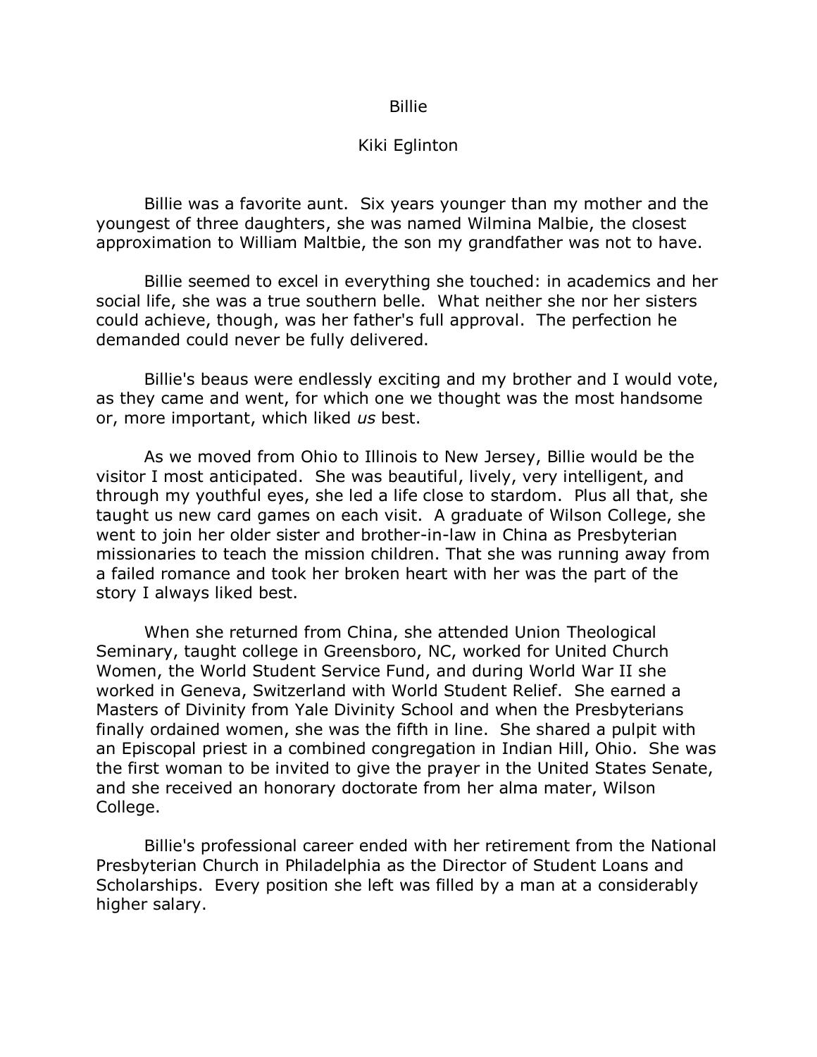# Billie

Kiki Eglinton

Billie was a favorite aunt. Six years younger than my mother and the youngest of three daughters, she was named Wilmina Malbie, the closest approximation to William Maltbie, the son my grandfather was not to have.

Billie seemed to excel in everything she touched: in academics and her social life, she was a true southern belle. What neither she nor her sisters could achieve, though, was her father's full approval. The perfection he demanded could never be fully delivered.

Billie's beaus were endlessly exciting and my brother and I would vote, as they came and went, for which one we thought was the most handsome or, more important, which liked *us* best.

As we moved from Ohio to Illinois to New Jersey, Billie would be the visitor I most anticipated. She was beautiful, lively, very intelligent, and through my youthful eyes, she led a life close to stardom. Plus all that, she taught us new card games on each visit. A graduate of Wilson College, she went to join her older sister and brother-in-law in China as Presbyterian missionaries to teach the mission children. That she was running away from a failed romance and took her broken heart with her was the part of the story I always liked best.

When she returned from China, she attended Union Theological Seminary, taught college in Greensboro, NC, worked for United Church Women, the World Student Service Fund, and during World War II she worked in Geneva, Switzerland with World Student Relief. She earned a Masters of Divinity from Yale Divinity School and when the Presbyterians finally ordained women, she was the fifth in line. She shared a pulpit with an Episcopal priest in a combined congregation in Indian Hill, Ohio. She was the first woman to be invited to give the prayer in the United States Senate, and she received an honorary doctorate from her alma mater, Wilson College.

Billie's professional career ended with her retirement from the National Presbyterian Church in Philadelphia as the Director of Student Loans and Scholarships. Every position she left was filled by a man at a considerably higher salary.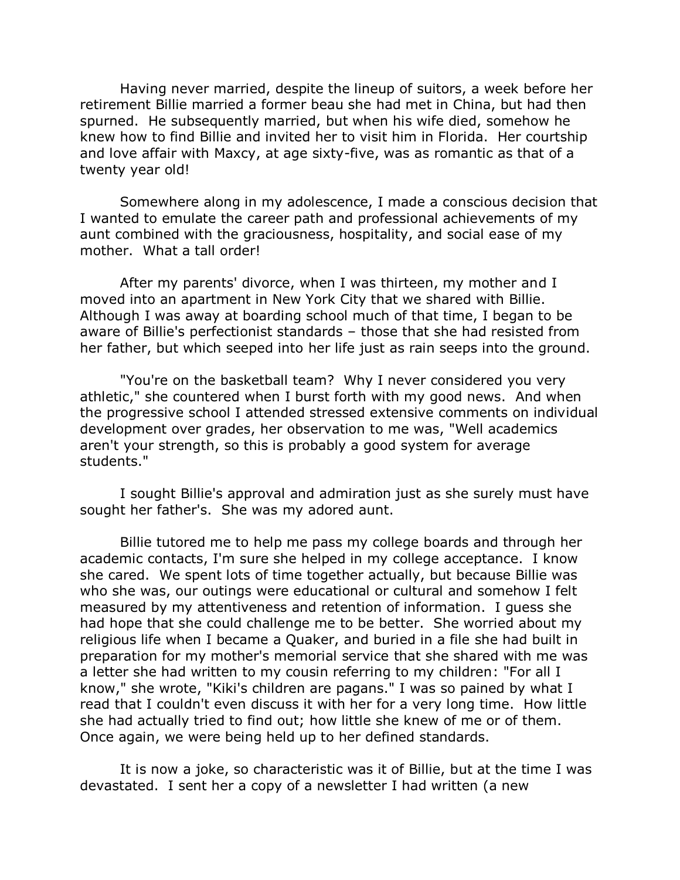Having never married, despite the lineup of suitors, a week before her retirement Billie married a former beau she had met in China, but had then spurned. He subsequently married, but when his wife died, somehow he knew how to find Billie and invited her to visit him in Florida. Her courtship and love affair with Maxcy, at age sixty-five, was as romantic as that of a twenty year old!

Somewhere along in my adolescence, I made a conscious decision that I wanted to emulate the career path and professional achievements of my aunt combined with the graciousness, hospitality, and social ease of my mother. What a tall order!

After my parents' divorce, when I was thirteen, my mother and I moved into an apartment in New York City that we shared with Billie. Although I was away at boarding school much of that time, I began to be aware of Billie's perfectionist standards – those that she had resisted from her father, but which seeped into her life just as rain seeps into the ground.

"You're on the basketball team? Why I never considered you very athletic," she countered when I burst forth with my good news. And when the progressive school I attended stressed extensive comments on individual development over grades, her observation to me was, "Well academics aren't your strength, so this is probably a good system for average students."

I sought Billie's approval and admiration just as she surely must have sought her father's. She was my adored aunt.

Billie tutored me to help me pass my college boards and through her academic contacts, I'm sure she helped in my college acceptance. I know she cared. We spent lots of time together actually, but because Billie was who she was, our outings were educational or cultural and somehow I felt measured by my attentiveness and retention of information. I guess she had hope that she could challenge me to be better. She worried about my religious life when I became a Quaker, and buried in a file she had built in preparation for my mother's memorial service that she shared with me was a letter she had written to my cousin referring to my children: "For all I know," she wrote, "Kiki's children are pagans." I was so pained by what I read that I couldn't even discuss it with her for a very long time. How little she had actually tried to find out; how little she knew of me or of them. Once again, we were being held up to her defined standards.

It is now a joke, so characteristic was it of Billie, but at the time I was devastated. I sent her a copy of a newsletter I had written (a new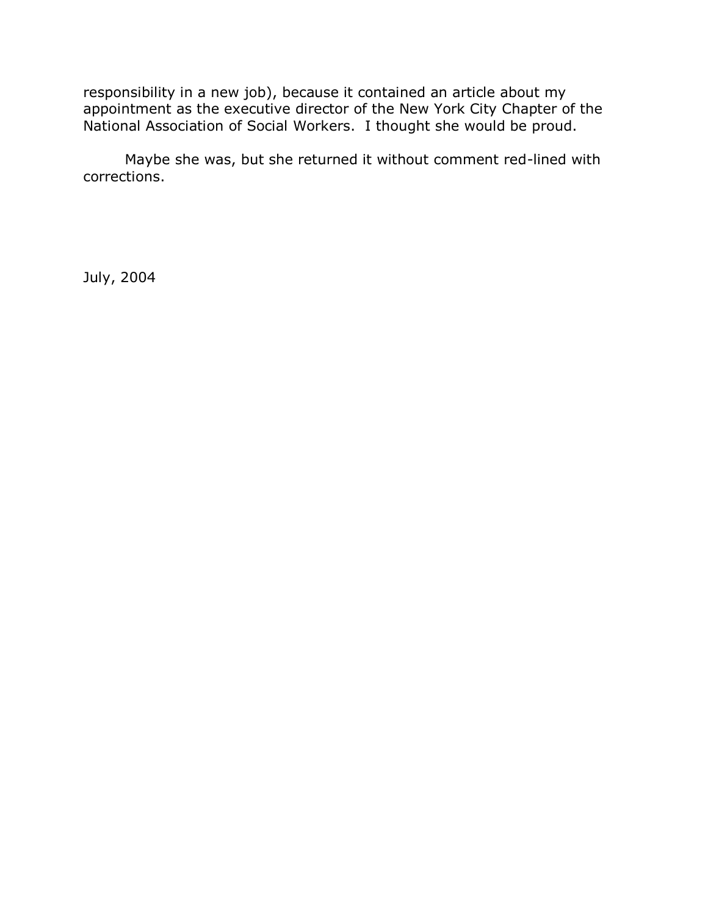responsibility in a new job), because it contained an article about my appointment as the executive director of the New York City Chapter of the National Association of Social Workers. I thought she would be proud.

Maybe she was, but she returned it without comment red-lined with corrections.

July, 2004